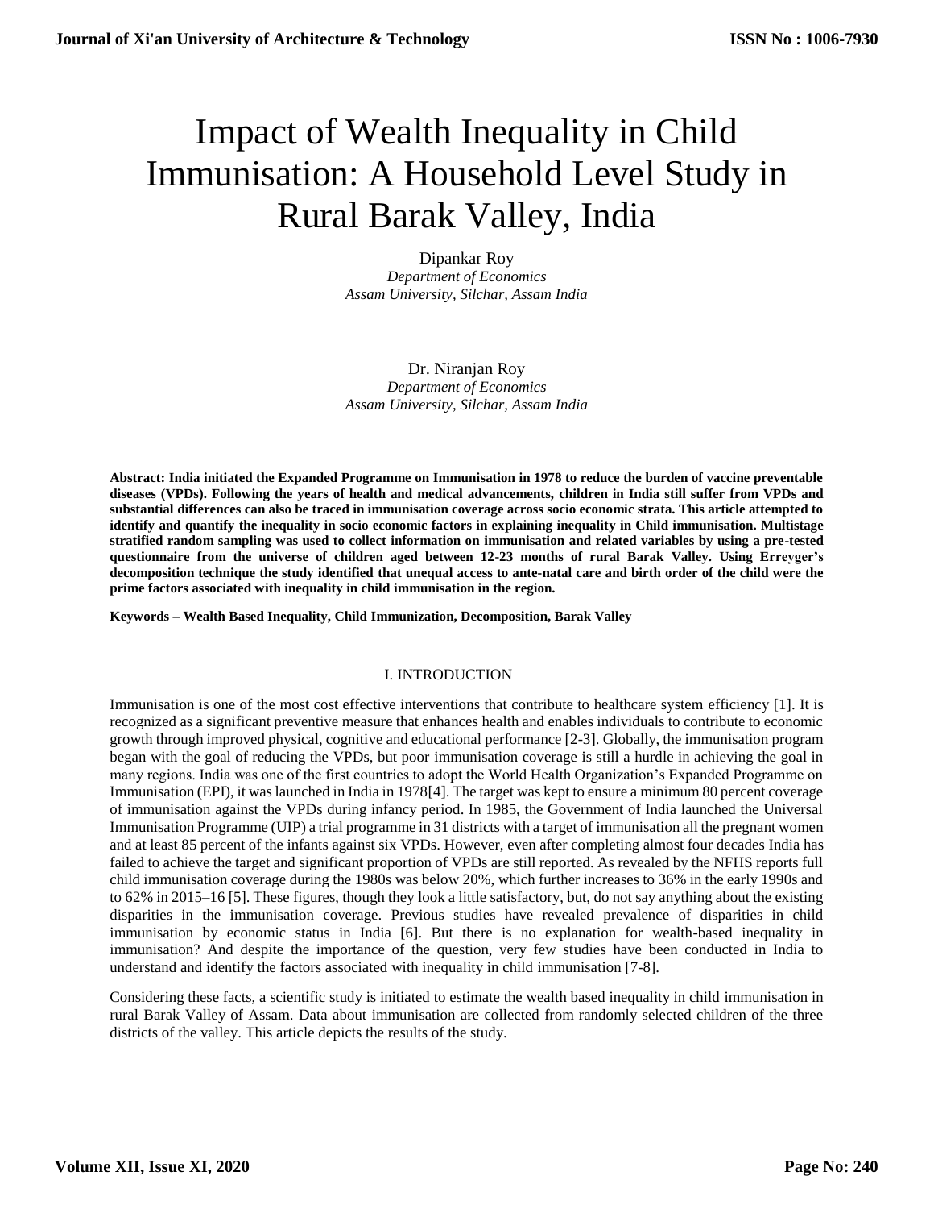# Impact of Wealth Inequality in Child Immunisation: A Household Level Study in Rural Barak Valley, India

Dipankar Roy
*Department of Economics*
*Assam University, Silchar, Assam India*

Dr. Niranjan Roy
*Department of Economics*
*Assam University, Silchar, Assam India*

**Abstract: India initiated the Expanded Programme on Immunisation in 1978 to reduce the burden of vaccine preventable diseases (VPDs). Following the years of health and medical advancements, children in India still suffer from VPDs and substantial differences can also be traced in immunisation coverage across socio economic strata. This article attempted to identify and quantify the inequality in socio economic factors in explaining inequality in Child immunisation. Multistage stratified random sampling was used to collect information on immunisation and related variables by using a pre-tested questionnaire from the universe of children aged between 12-23 months of rural Barak Valley. Using Erreyger's decomposition technique the study identified that unequal access to ante-natal care and birth order of the child were the prime factors associated with inequality in child immunisation in the region.**

**Keywords – Wealth Based Inequality, Child Immunization, Decomposition, Barak Valley**

## I. INTRODUCTION

Immunisation is one of the most cost effective interventions that contribute to healthcare system efficiency [1]. It is recognized as a significant preventive measure that enhances health and enables individuals to contribute to economic growth through improved physical, cognitive and educational performance [2-3]. Globally, the immunisation program began with the goal of reducing the VPDs, but poor immunisation coverage is still a hurdle in achieving the goal in many regions. India was one of the first countries to adopt the World Health Organization's Expanded Programme on Immunisation (EPI), it was launched in India in 1978[4]. The target was kept to ensure a minimum 80 percent coverage of immunisation against the VPDs during infancy period. In 1985, the Government of India launched the Universal Immunisation Programme (UIP) a trial programme in 31 districts with a target of immunisation all the pregnant women and at least 85 percent of the infants against six VPDs. However, even after completing almost four decades India has failed to achieve the target and significant proportion of VPDs are still reported. As revealed by the NFHS reports full child immunisation coverage during the 1980s was below 20%, which further increases to 36% in the early 1990s and to 62% in 2015–16 [5]. These figures, though they look a little satisfactory, but, do not say anything about the existing disparities in the immunisation coverage. Previous studies have revealed prevalence of disparities in child immunisation by economic status in India [6]. But there is no explanation for wealth-based inequality in immunisation? And despite the importance of the question, very few studies have been conducted in India to understand and identify the factors associated with inequality in child immunisation [7-8].

Considering these facts, a scientific study is initiated to estimate the wealth based inequality in child immunisation in rural Barak Valley of Assam. Data about immunisation are collected from randomly selected children of the three districts of the valley. This article depicts the results of the study.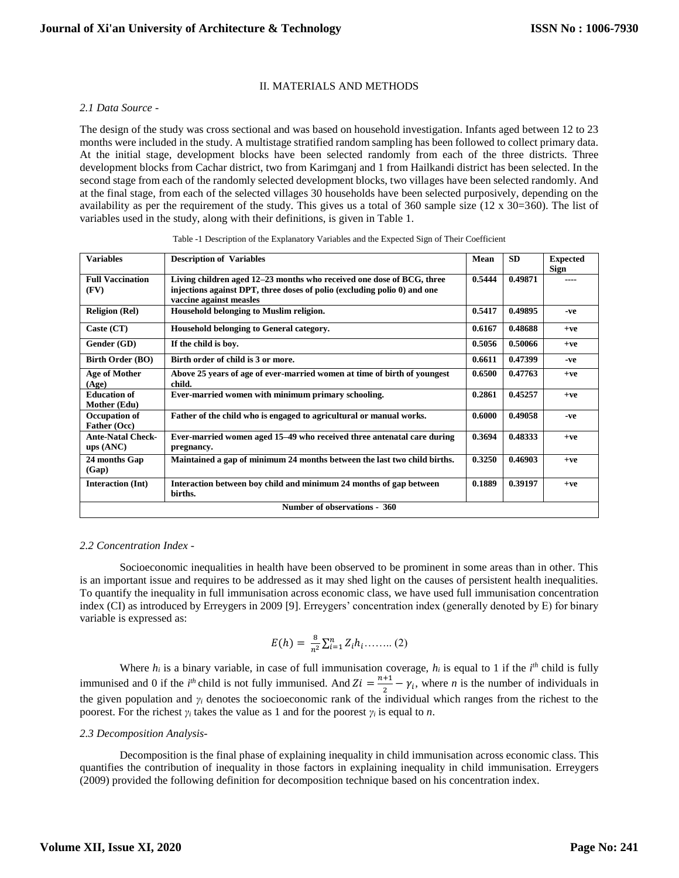## II. MATERIALS AND METHODS

### *2.1 Data Source -*

The design of the study was cross sectional and was based on household investigation. Infants aged between 12 to 23 months were included in the study. A multistage stratified random sampling has been followed to collect primary data. At the initial stage, development blocks have been selected randomly from each of the three districts. Three development blocks from Cachar district, two from Karimganj and 1 from Hailkandi district has been selected. In the second stage from each of the randomly selected development blocks, two villages have been selected randomly. And at the final stage, from each of the selected villages 30 households have been selected purposively, depending on the availability as per the requirement of the study. This gives us a total of 360 sample size (12 x 30=360). The list of variables used in the study, along with their definitions, is given in Table 1.

Table -1 Description of the Explanatory Variables and the Expected Sign of Their Coefficient

| Variables | Description of Variables | Mean | SD | Expected Sign |
|---|---|---|---|---|
| **Full Vaccination (FV)** | **Living children aged 12–23 months who received one dose of BCG, three injections against DPT, three doses of polio (excluding polio 0) and one vaccine against measles** | **0.5444** | **0.49871** | **----** |
| **Religion (Rel)** | **Household belonging to Muslim religion.** | **0.5417** | **0.49895** | **-ve** |
| **Caste (CT)** | **Household belonging to General category.** | **0.6167** | **0.48688** | **+ve** |
| **Gender (GD)** | **If the child is boy.** | **0.5056** | **0.50066** | **+ve** |
| **Birth Order (BO)** | **Birth order of child is 3 or more.** | **0.6611** | **0.47399** | **-ve** |
| **Age of Mother (Age)** | **Above 25 years of age of ever-married women at time of birth of youngest child.** | **0.6500** | **0.47763** | **+ve** |
| **Education of Mother (Edu)** | **Ever-married women with minimum primary schooling.** | **0.2861** | **0.45257** | **+ve** |
| **Occupation of Father (Occ)** | **Father of the child who is engaged to agricultural or manual works.** | **0.6000** | **0.49058** | **-ve** |
| **Ante-Natal Check-ups (ANC)** | **Ever-married women aged 15–49 who received three antenatal care during pregnancy.** | **0.3694** | **0.48333** | **+ve** |
| **24 months Gap (Gap)** | **Maintained a gap of minimum 24 months between the last two child births.** | **0.3250** | **0.46903** | **+ve** |
| **Interaction (Int)** | **Interaction between boy child and minimum 24 months of gap between births.** | **0.1889** | **0.39197** | **+ve** |
| **Number of observations - 360** | | | | |

### *2.2 Concentration Index -*

Socioeconomic inequalities in health have been observed to be prominent in some areas than in other. This is an important issue and requires to be addressed as it may shed light on the causes of persistent health inequalities. To quantify the inequality in full immunisation across economic class, we have used full immunisation concentration index (CI) as introduced by Erreygers in 2009 [9]. Erreygers' concentration index (generally denoted by E) for binary variable is expressed as:

$$E(h) = \frac{8}{n^2}\sum_{i=1}^{n} Z_i h_i \ldots\ldots (2)$$

Where $h_i$ is a binary variable, in case of full immunisation coverage, $h_i$ is equal to 1 if the $i^{th}$ child is fully immunised and 0 if the $i^{th}$ child is not fully immunised. And $Zi = \frac{n+1}{2} - \gamma_i$, where $n$ is the number of individuals in the given population and $\gamma_i$ denotes the socioeconomic rank of the individual which ranges from the richest to the poorest. For the richest $\gamma_i$ takes the value as 1 and for the poorest $\gamma_i$ is equal to $n$.

### *2.3 Decomposition Analysis-*

Decomposition is the final phase of explaining inequality in child immunisation across economic class. This quantifies the contribution of inequality in those factors in explaining inequality in child immunisation. Erreygers (2009) provided the following definition for decomposition technique based on his concentration index.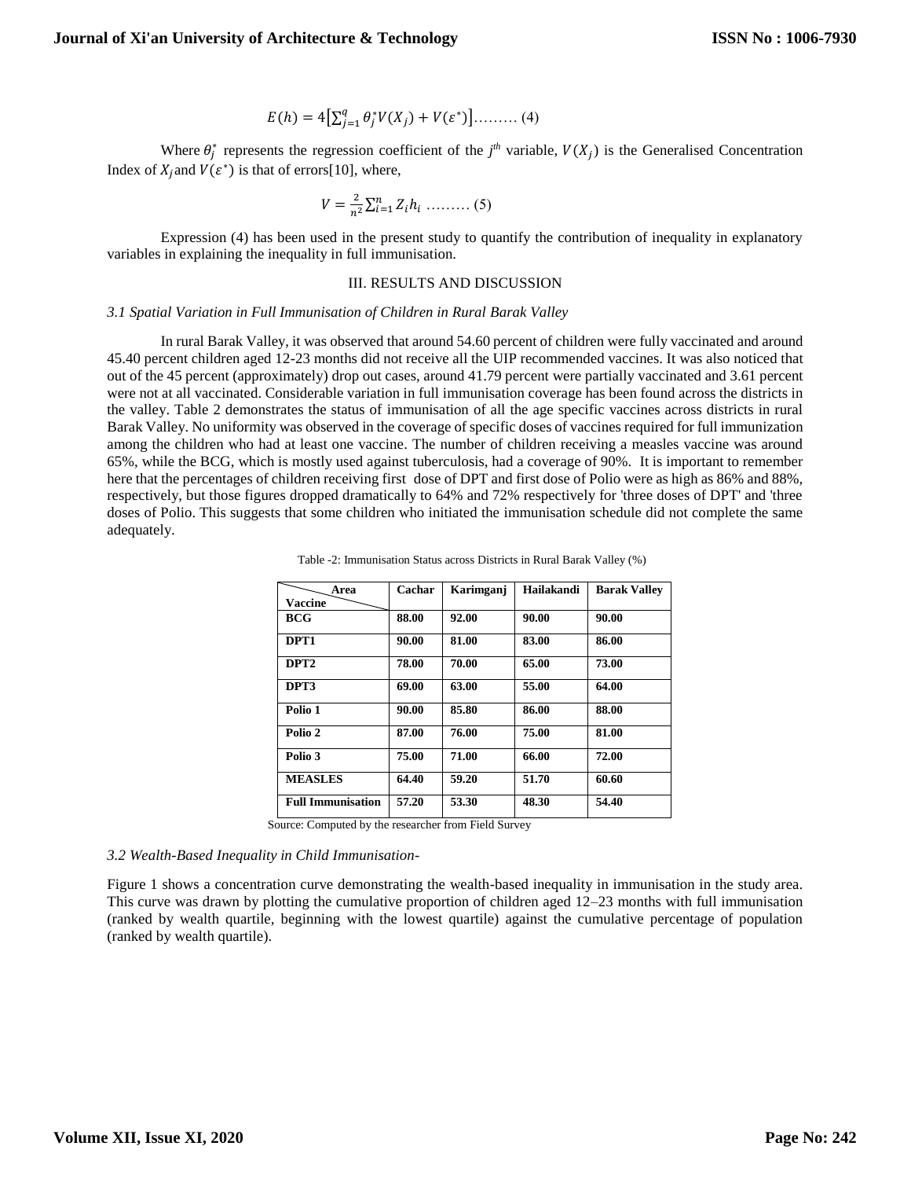$$E(h) = 4\left[\sum_{j=1}^{q} \theta_j^* V(X_j) + V(\varepsilon^*)\right]\ldots\ldots\ldots (4)$$

Where $\theta_j^*$ represents the regression coefficient of the $j^{th}$ variable, $V(X_j)$ is the Generalised Concentration Index of $X_j$ and $V(\varepsilon^*)$ is that of errors[10], where,

$$V = \frac{2}{n^2}\sum_{i=1}^{n} Z_i h_i \ \ldots\ldots\ldots (5)$$

Expression (4) has been used in the present study to quantify the contribution of inequality in explanatory variables in explaining the inequality in full immunisation.

## III. RESULTS AND DISCUSSION

### *3.1 Spatial Variation in Full Immunisation of Children in Rural Barak Valley*

In rural Barak Valley, it was observed that around 54.60 percent of children were fully vaccinated and around 45.40 percent children aged 12-23 months did not receive all the UIP recommended vaccines. It was also noticed that out of the 45 percent (approximately) drop out cases, around 41.79 percent were partially vaccinated and 3.61 percent were not at all vaccinated. Considerable variation in full immunisation coverage has been found across the districts in the valley. Table 2 demonstrates the status of immunisation of all the age specific vaccines across districts in rural Barak Valley. No uniformity was observed in the coverage of specific doses of vaccines required for full immunization among the children who had at least one vaccine. The number of children receiving a measles vaccine was around 65%, while the BCG, which is mostly used against tuberculosis, had a coverage of 90%. It is important to remember here that the percentages of children receiving first dose of DPT and first dose of Polio were as high as 86% and 88%, respectively, but those figures dropped dramatically to 64% and 72% respectively for 'three doses of DPT' and 'three doses of Polio. This suggests that some children who initiated the immunisation schedule did not complete the same adequately.

Table -2: Immunisation Status across Districts in Rural Barak Valley (%)

| Area / Vaccine | Cachar | Karimganj | Hailakandi | Barak Valley |
|---|---|---|---|---|
| **BCG** | **88.00** | **92.00** | **90.00** | **90.00** |
| **DPT1** | **90.00** | **81.00** | **83.00** | **86.00** |
| **DPT2** | **78.00** | **70.00** | **65.00** | **73.00** |
| **DPT3** | **69.00** | **63.00** | **55.00** | **64.00** |
| **Polio 1** | **90.00** | **85.80** | **86.00** | **88.00** |
| **Polio 2** | **87.00** | **76.00** | **75.00** | **81.00** |
| **Polio 3** | **75.00** | **71.00** | **66.00** | **72.00** |
| **MEASLES** | **64.40** | **59.20** | **51.70** | **60.60** |
| **Full Immunisation** | **57.20** | **53.30** | **48.30** | **54.40** |

Source: Computed by the researcher from Field Survey

### *3.2 Wealth-Based Inequality in Child Immunisation-*

Figure 1 shows a concentration curve demonstrating the wealth-based inequality in immunisation in the study area. This curve was drawn by plotting the cumulative proportion of children aged 12–23 months with full immunisation (ranked by wealth quartile, beginning with the lowest quartile) against the cumulative percentage of population (ranked by wealth quartile).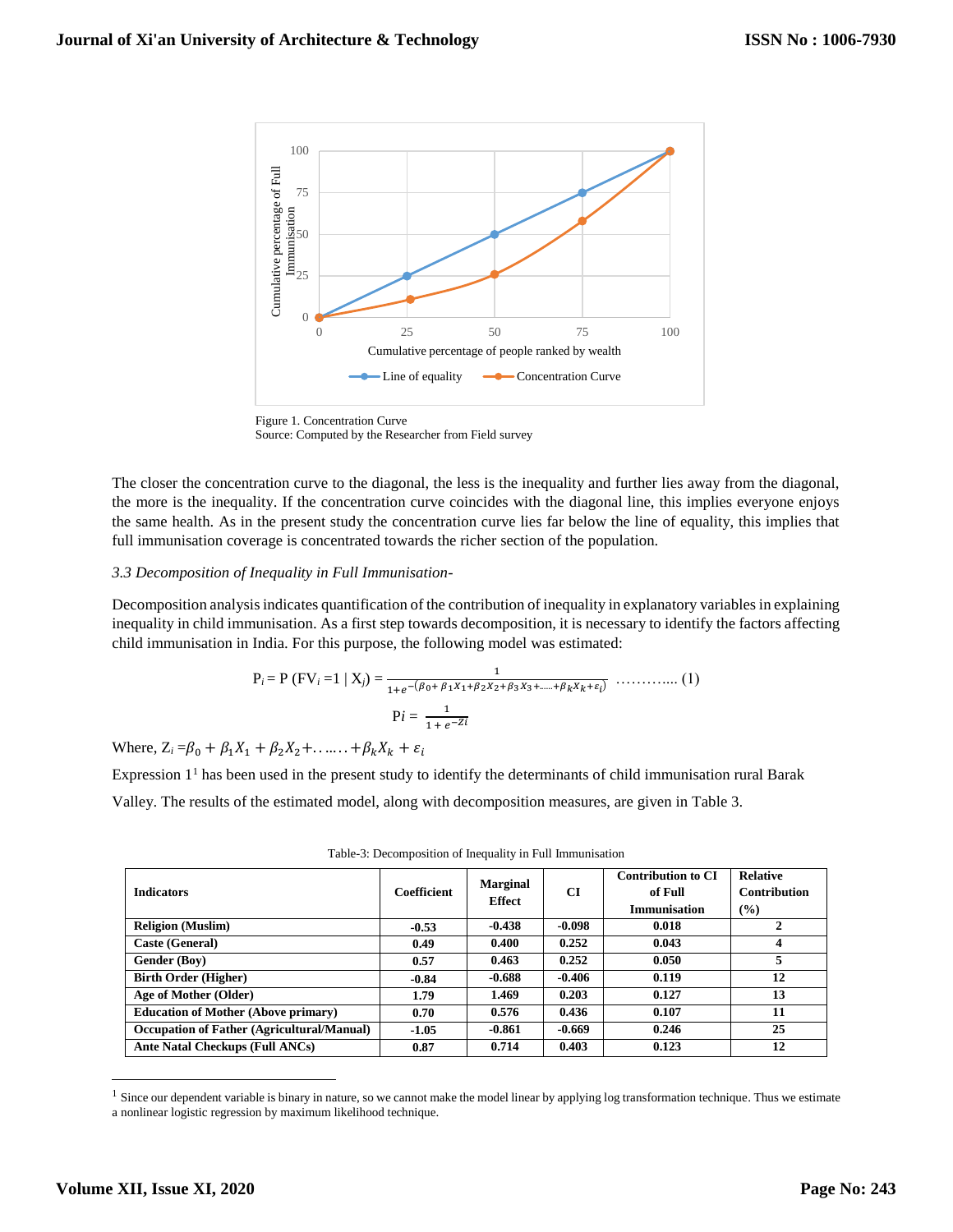Figure 1. Concentration Curve
Source: Computed by the Researcher from Field survey

The closer the concentration curve to the diagonal, the less is the inequality and further lies away from the diagonal, the more is the inequality. If the concentration curve coincides with the diagonal line, this implies everyone enjoys the same health. As in the present study the concentration curve lies far below the line of equality, this implies that full immunisation coverage is concentrated towards the richer section of the population.

### *3.3 Decomposition of Inequality in Full Immunisation-*

Decomposition analysis indicates quantification of the contribution of inequality in explanatory variables in explaining inequality in child immunisation. As a first step towards decomposition, it is necessary to identify the factors affecting child immunisation in India. For this purpose, the following model was estimated:

$$P_i = P\,(FV_i = 1 \mid X_j) = \frac{1}{1+e^{-(\beta_0+\beta_1X_1+\beta_2X_2+\beta_3X_3+\ldots\ldots+\beta_kX_k+\varepsilon_i)}} \quad \ldots\ldots\ldots\ldots (1)$$

$$Pi = \frac{1}{1+e^{-Zi}}$$

Where, $Z_i = \beta_0 + \beta_1X_1 + \beta_2X_2 + \ldots\ldots + \beta_kX_k + \varepsilon_i$

Expression 1[1] has been used in the present study to identify the determinants of child immunisation rural Barak Valley. The results of the estimated model, along with decomposition measures, are given in Table 3.

Table-3: Decomposition of Inequality in Full Immunisation

| Indicators | Coefficient | Marginal Effect | CI | Contribution to CI of Full Immunisation | Relative Contribution (%) |
|---|---|---|---|---|---|
| **Religion (Muslim)** | -0.53 | -0.438 | -0.098 | 0.018 | 2 |
| **Caste (General)** | 0.49 | 0.400 | 0.252 | 0.043 | 4 |
| **Gender (Boy)** | 0.57 | 0.463 | 0.252 | 0.050 | 5 |
| **Birth Order (Higher)** | -0.84 | -0.688 | -0.406 | 0.119 | 12 |
| **Age of Mother (Older)** | 1.79 | 1.469 | 0.203 | 0.127 | 13 |
| **Education of Mother (Above primary)** | 0.70 | 0.576 | 0.436 | 0.107 | 11 |
| **Occupation of Father (Agricultural/Manual)** | -1.05 | -0.861 | -0.669 | 0.246 | 25 |
| **Ante Natal Checkups (Full ANCs)** | 0.87 | 0.714 | 0.403 | 0.123 | 12 |

[1] Since our dependent variable is binary in nature, so we cannot make the model linear by applying log transformation technique. Thus we estimate a nonlinear logistic regression by maximum likelihood technique.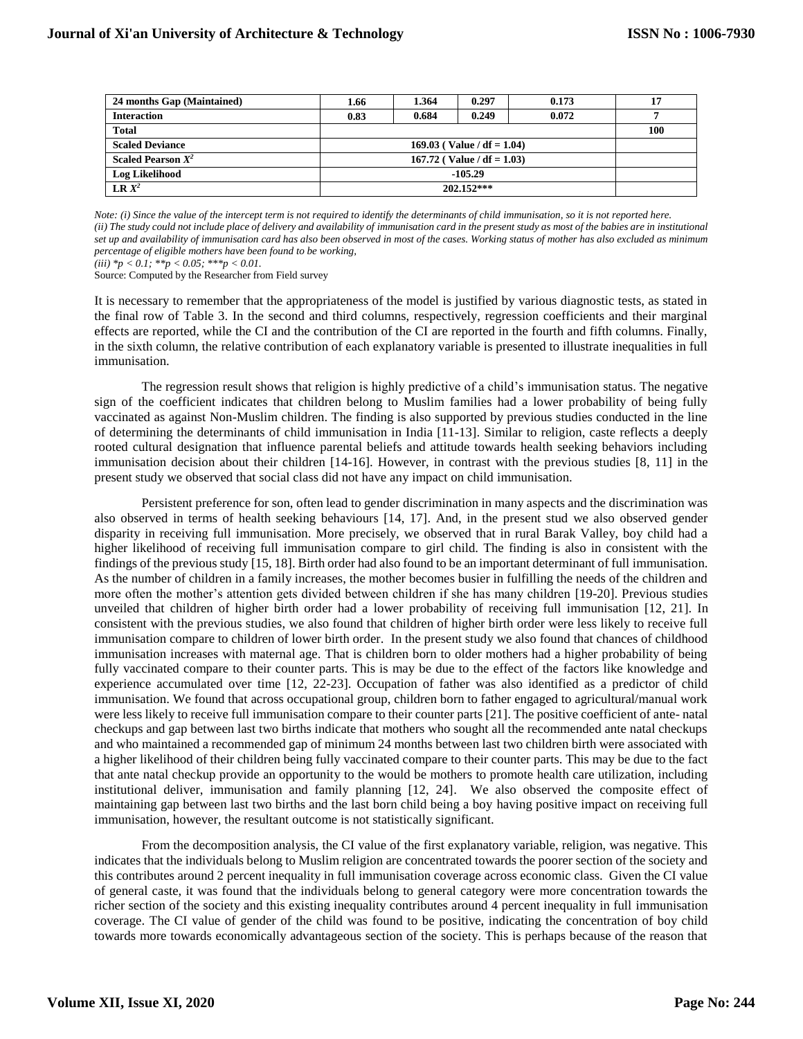| 24 months Gap (Maintained) | 1.66 | 1.364 | 0.297 | 0.173 | 17 |
|---|---|---|---|---|---|
| **Interaction** | 0.83 | 0.684 | 0.249 | 0.072 | 7 |
| **Total** | | | | | 100 |
| **Scaled Deviance** | 169.03 ( Value / df = 1.04) | | | | |
| **Scaled Pearson $X^2$** | 167.72 ( Value / df = 1.03) | | | | |
| **Log Likelihood** | -105.29 | | | | |
| **LR $X^2$** | 202.152*** | | | | |

*Note: (i) Since the value of the intercept term is not required to identify the determinants of child immunisation, so it is not reported here.*
*(ii) The study could not include place of delivery and availability of immunisation card in the present study as most of the babies are in institutional set up and availability of immunisation card has also been observed in most of the cases. Working status of mother has also excluded as minimum percentage of eligible mothers have been found to be working,*
*(iii) *p < 0.1; **p < 0.05; ***p < 0.01.*
Source: Computed by the Researcher from Field survey

It is necessary to remember that the appropriateness of the model is justified by various diagnostic tests, as stated in the final row of Table 3. In the second and third columns, respectively, regression coefficients and their marginal effects are reported, while the CI and the contribution of the CI are reported in the fourth and fifth columns. Finally, in the sixth column, the relative contribution of each explanatory variable is presented to illustrate inequalities in full immunisation.

The regression result shows that religion is highly predictive of a child's immunisation status. The negative sign of the coefficient indicates that children belong to Muslim families had a lower probability of being fully vaccinated as against Non-Muslim children. The finding is also supported by previous studies conducted in the line of determining the determinants of child immunisation in India [11-13]. Similar to religion, caste reflects a deeply rooted cultural designation that influence parental beliefs and attitude towards health seeking behaviors including immunisation decision about their children [14-16]. However, in contrast with the previous studies [8, 11] in the present study we observed that social class did not have any impact on child immunisation.

Persistent preference for son, often lead to gender discrimination in many aspects and the discrimination was also observed in terms of health seeking behaviours [14, 17]. And, in the present stud we also observed gender disparity in receiving full immunisation. More precisely, we observed that in rural Barak Valley, boy child had a higher likelihood of receiving full immunisation compare to girl child. The finding is also in consistent with the findings of the previous study [15, 18]. Birth order had also found to be an important determinant of full immunisation. As the number of children in a family increases, the mother becomes busier in fulfilling the needs of the children and more often the mother's attention gets divided between children if she has many children [19-20]. Previous studies unveiled that children of higher birth order had a lower probability of receiving full immunisation [12, 21]. In consistent with the previous studies, we also found that children of higher birth order were less likely to receive full immunisation compare to children of lower birth order. In the present study we also found that chances of childhood immunisation increases with maternal age. That is children born to older mothers had a higher probability of being fully vaccinated compare to their counter parts. This is may be due to the effect of the factors like knowledge and experience accumulated over time [12, 22-23]. Occupation of father was also identified as a predictor of child immunisation. We found that across occupational group, children born to father engaged to agricultural/manual work were less likely to receive full immunisation compare to their counter parts [21]. The positive coefficient of ante- natal checkups and gap between last two births indicate that mothers who sought all the recommended ante natal checkups and who maintained a recommended gap of minimum 24 months between last two children birth were associated with a higher likelihood of their children being fully vaccinated compare to their counter parts. This may be due to the fact that ante natal checkup provide an opportunity to the would be mothers to promote health care utilization, including institutional deliver, immunisation and family planning [12, 24]. We also observed the composite effect of maintaining gap between last two births and the last born child being a boy having positive impact on receiving full immunisation, however, the resultant outcome is not statistically significant.

From the decomposition analysis, the CI value of the first explanatory variable, religion, was negative. This indicates that the individuals belong to Muslim religion are concentrated towards the poorer section of the society and this contributes around 2 percent inequality in full immunisation coverage across economic class. Given the CI value of general caste, it was found that the individuals belong to general category were more concentration towards the richer section of the society and this existing inequality contributes around 4 percent inequality in full immunisation coverage. The CI value of gender of the child was found to be positive, indicating the concentration of boy child towards more towards economically advantageous section of the society. This is perhaps because of the reason that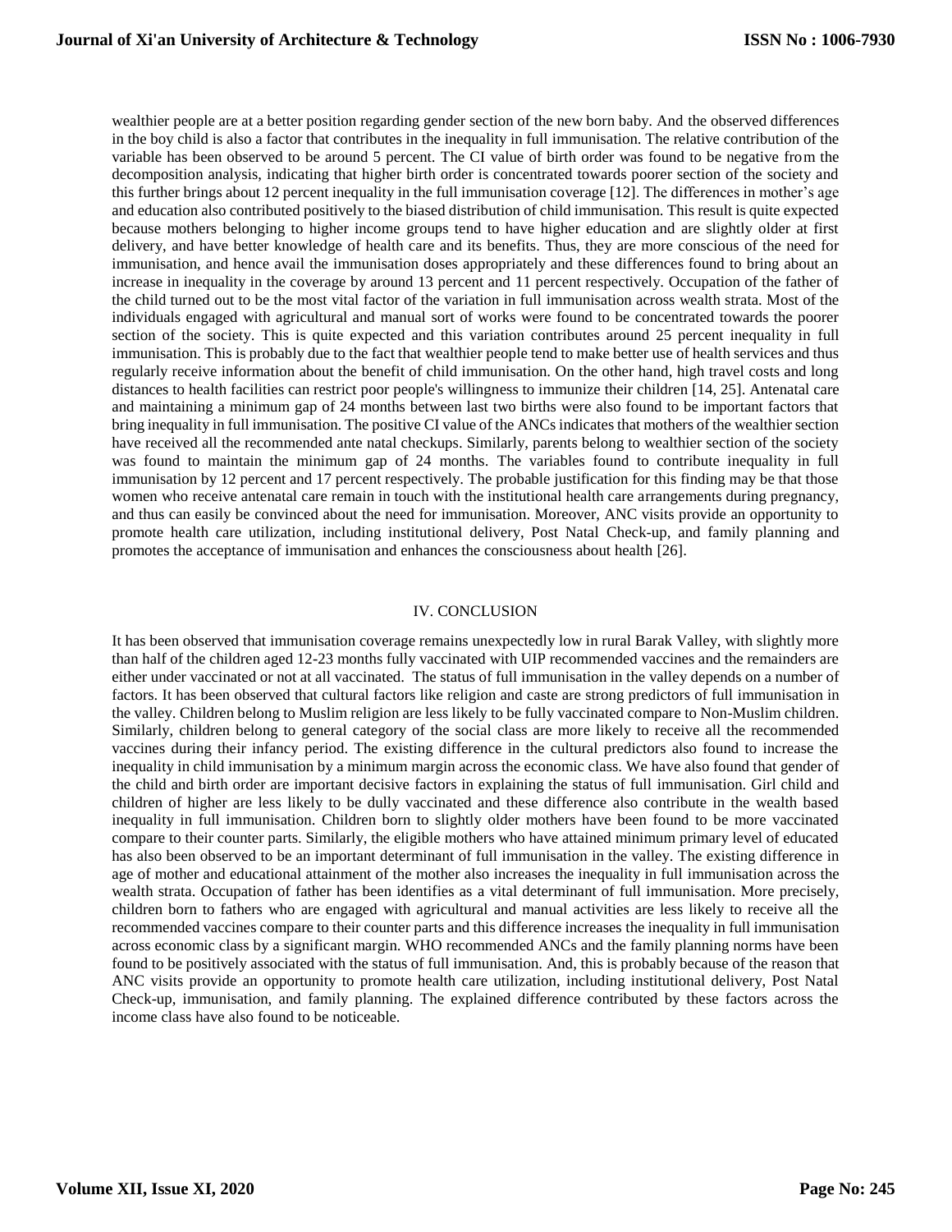wealthier people are at a better position regarding gender section of the new born baby. And the observed differences in the boy child is also a factor that contributes in the inequality in full immunisation. The relative contribution of the variable has been observed to be around 5 percent. The CI value of birth order was found to be negative from the decomposition analysis, indicating that higher birth order is concentrated towards poorer section of the society and this further brings about 12 percent inequality in the full immunisation coverage [12]. The differences in mother's age and education also contributed positively to the biased distribution of child immunisation. This result is quite expected because mothers belonging to higher income groups tend to have higher education and are slightly older at first delivery, and have better knowledge of health care and its benefits. Thus, they are more conscious of the need for immunisation, and hence avail the immunisation doses appropriately and these differences found to bring about an increase in inequality in the coverage by around 13 percent and 11 percent respectively. Occupation of the father of the child turned out to be the most vital factor of the variation in full immunisation across wealth strata. Most of the individuals engaged with agricultural and manual sort of works were found to be concentrated towards the poorer section of the society. This is quite expected and this variation contributes around 25 percent inequality in full immunisation. This is probably due to the fact that wealthier people tend to make better use of health services and thus regularly receive information about the benefit of child immunisation. On the other hand, high travel costs and long distances to health facilities can restrict poor people's willingness to immunize their children [14, 25]. Antenatal care and maintaining a minimum gap of 24 months between last two births were also found to be important factors that bring inequality in full immunisation. The positive CI value of the ANCs indicates that mothers of the wealthier section have received all the recommended ante natal checkups. Similarly, parents belong to wealthier section of the society was found to maintain the minimum gap of 24 months. The variables found to contribute inequality in full immunisation by 12 percent and 17 percent respectively. The probable justification for this finding may be that those women who receive antenatal care remain in touch with the institutional health care arrangements during pregnancy, and thus can easily be convinced about the need for immunisation. Moreover, ANC visits provide an opportunity to promote health care utilization, including institutional delivery, Post Natal Check-up, and family planning and promotes the acceptance of immunisation and enhances the consciousness about health [26].

## IV. CONCLUSION

It has been observed that immunisation coverage remains unexpectedly low in rural Barak Valley, with slightly more than half of the children aged 12-23 months fully vaccinated with UIP recommended vaccines and the remainders are either under vaccinated or not at all vaccinated. The status of full immunisation in the valley depends on a number of factors. It has been observed that cultural factors like religion and caste are strong predictors of full immunisation in the valley. Children belong to Muslim religion are less likely to be fully vaccinated compare to Non-Muslim children. Similarly, children belong to general category of the social class are more likely to receive all the recommended vaccines during their infancy period. The existing difference in the cultural predictors also found to increase the inequality in child immunisation by a minimum margin across the economic class. We have also found that gender of the child and birth order are important decisive factors in explaining the status of full immunisation. Girl child and children of higher are less likely to be dully vaccinated and these difference also contribute in the wealth based inequality in full immunisation. Children born to slightly older mothers have been found to be more vaccinated compare to their counter parts. Similarly, the eligible mothers who have attained minimum primary level of educated has also been observed to be an important determinant of full immunisation in the valley. The existing difference in age of mother and educational attainment of the mother also increases the inequality in full immunisation across the wealth strata. Occupation of father has been identifies as a vital determinant of full immunisation. More precisely, children born to fathers who are engaged with agricultural and manual activities are less likely to receive all the recommended vaccines compare to their counter parts and this difference increases the inequality in full immunisation across economic class by a significant margin. WHO recommended ANCs and the family planning norms have been found to be positively associated with the status of full immunisation. And, this is probably because of the reason that ANC visits provide an opportunity to promote health care utilization, including institutional delivery, Post Natal Check-up, immunisation, and family planning. The explained difference contributed by these factors across the income class have also found to be noticeable.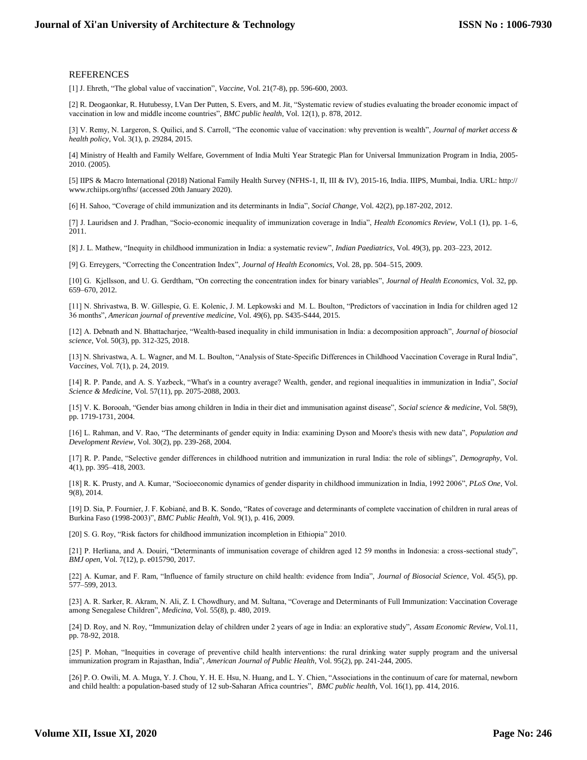## REFERENCES

[1] J. Ehreth, “The global value of vaccination”, *Vaccine*, Vol. 21(7-8), pp. 596-600, 2003.

[2] R. Deogaonkar, R. Hutubessy, I.Van Der Putten, S. Evers, and M. Jit, “Systematic review of studies evaluating the broader economic impact of vaccination in low and middle income countries”, *BMC public health*, Vol. 12(1), p. 878, 2012.

[3] V. Remy, N. Largeron, S. Quilici, and S. Carroll, “The economic value of vaccination: why prevention is wealth”, *Journal of market access & health policy*, Vol. 3(1), p. 29284, 2015.

[4] Ministry of Health and Family Welfare, Government of India Multi Year Strategic Plan for Universal Immunization Program in India, 2005-2010. (2005).

[5] IIPS & Macro International (2018) National Family Health Survey (NFHS-1, II, III & IV), 2015-16, India. IIIPS, Mumbai, India. URL: http:// www.rchiips.org/nfhs/ (accessed 20th January 2020).

[6] H. Sahoo, “Coverage of child immunization and its determinants in India”, *Social Change*, Vol. 42(2), pp.187-202, 2012.

[7] J. Lauridsen and J. Pradhan, “Socio-economic inequality of immunization coverage in India”, *Health Economics Review*, Vol.1 (1), pp. 1–6, 2011.

[8] J. L. Mathew, “Inequity in childhood immunization in India: a systematic review”, *Indian Paediatrics*, Vol. 49(3), pp. 203–223, 2012.

[9] G. Erreygers, “Correcting the Concentration Index”, *Journal of Health Economics*, Vol. 28, pp. 504–515, 2009.

[10] G. Kjellsson, and U. G. Gerdtham, “On correcting the concentration index for binary variables”, *Journal of Health Economics*, Vol. 32, pp. 659–670, 2012.

[11] N. Shrivastwa, B. W. Gillespie, G. E. Kolenic, J. M. Lepkowski and M. L. Boulton, “Predictors of vaccination in India for children aged 12 36 months”, *American journal of preventive medicine*, Vol. 49(6), pp. S435-S444, 2015.

[12] A. Debnath and N. Bhattacharjee, “Wealth-based inequality in child immunisation in India: a decomposition approach”, *Journal of biosocial science*, Vol. 50(3), pp. 312-325, 2018.

[13] N. Shrivastwa, A. L. Wagner, and M. L. Boulton, “Analysis of State-Specific Differences in Childhood Vaccination Coverage in Rural India”, *Vaccines*, Vol. 7(1), p. 24, 2019.

[14] R. P. Pande, and A. S. Yazbeck, “What's in a country average? Wealth, gender, and regional inequalities in immunization in India”, *Social Science & Medicine*, Vol. 57(11), pp. 2075-2088, 2003.

[15] V. K. Borooah, “Gender bias among children in India in their diet and immunisation against disease”, *Social science & medicine*, Vol. 58(9), pp. 1719-1731, 2004.

[16] L. Rahman, and V. Rao, “The determinants of gender equity in India: examining Dyson and Moore's thesis with new data”, *Population and Development Review*, Vol. 30(2), pp. 239-268, 2004.

[17] R. P. Pande, “Selective gender differences in childhood nutrition and immunization in rural India: the role of siblings”, *Demography*, Vol. 4(1), pp. 395–418, 2003.

[18] R. K. Prusty, and A. Kumar, “Socioeconomic dynamics of gender disparity in childhood immunization in India, 1992 2006”, *PLoS One*, Vol. 9(8), 2014.

[19] D. Sia, P. Fournier, J. F. Kobiané, and B. K. Sondo, “Rates of coverage and determinants of complete vaccination of children in rural areas of Burkina Faso (1998-2003)”, *BMC Public Health*, Vol. 9(1), p. 416, 2009.

[20] S. G. Roy, “Risk factors for childhood immunization incompletion in Ethiopia” 2010.

[21] P. Herliana, and A. Douiri, “Determinants of immunisation coverage of children aged 12 59 months in Indonesia: a cross-sectional study”, *BMJ open*, Vol. 7(12), p. e015790, 2017.

[22] A. Kumar, and F. Ram, “Influence of family structure on child health: evidence from India”, *Journal of Biosocial Science*, Vol. 45(5), pp. 577–599, 2013.

[23] A. R. Sarker, R. Akram, N. Ali, Z. I. Chowdhury, and M. Sultana, “Coverage and Determinants of Full Immunization: Vaccination Coverage among Senegalese Children”, *Medicina*, Vol. 55(8), p. 480, 2019.

[24] D. Roy, and N. Roy, “Immunization delay of children under 2 years of age in India: an explorative study”, *Assam Economic Review*, Vol.11, pp. 78-92, 2018.

[25] P. Mohan, “Inequities in coverage of preventive child health interventions: the rural drinking water supply program and the universal immunization program in Rajasthan, India”, *American Journal of Public Health*, Vol. 95(2), pp. 241-244, 2005.

[26] P. O. Owili, M. A. Muga, Y. J. Chou, Y. H. E. Hsu, N. Huang, and L. Y. Chien, “Associations in the continuum of care for maternal, newborn and child health: a population-based study of 12 sub-Saharan Africa countries”, *BMC public health*, Vol. 16(1), pp. 414, 2016.